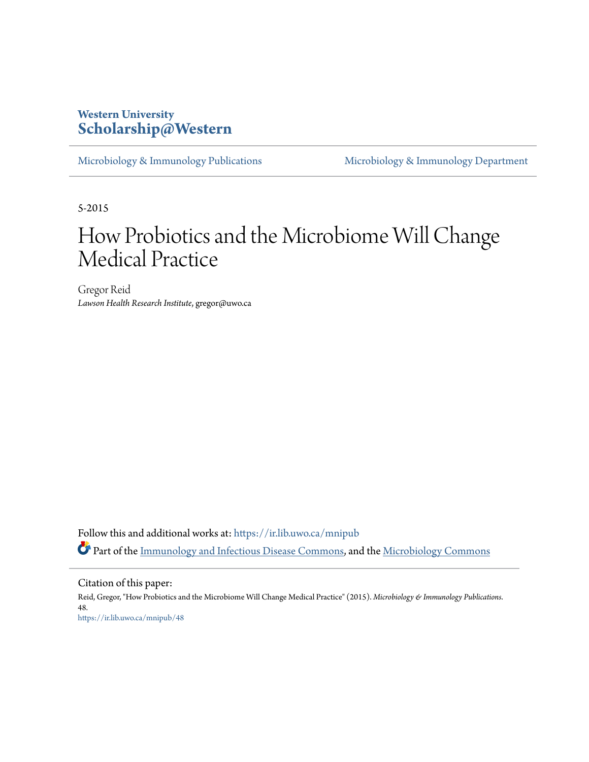Western University
Scholarship@Western

Microbiology & Immunology Publications | Microbiology & Immunology Department

5-2015

# How Probiotics and the Microbiome Will Change Medical Practice

Gregor Reid
*Lawson Health Research Institute*, gregor@uwo.ca

Follow this and additional works at: https://ir.lib.uwo.ca/mnipub

Part of the Immunology and Infectious Disease Commons, and the Microbiology Commons

Citation of this paper:
Reid, Gregor, "How Probiotics and the Microbiome Will Change Medical Practice" (2015). *Microbiology & Immunology Publications*. 48.
https://ir.lib.uwo.ca/mnipub/48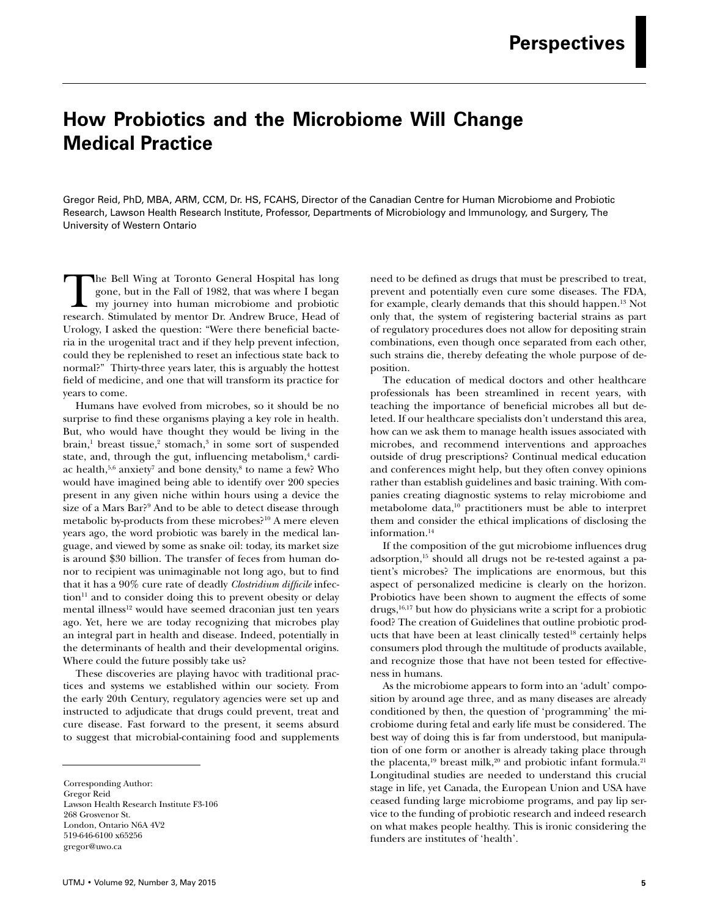# How Probiotics and the Microbiome Will Change Medical Practice

Gregor Reid, PhD, MBA, ARM, CCM, Dr. HS, FCAHS, Director of the Canadian Centre for Human Microbiome and Probiotic Research, Lawson Health Research Institute, Professor, Departments of Microbiology and Immunology, and Surgery, The University of Western Ontario

The Bell Wing at Toronto General Hospital has long gone, but in the Fall of 1982, that was where I began my journey into human microbiome and probiotic research. Stimulated by mentor Dr. Andrew Bruce, Head of Urology, I asked the question: "Were there beneficial bacteria in the urogenital tract and if they help prevent infection, could they be replenished to reset an infectious state back to normal?" Thirty-three years later, this is arguably the hottest field of medicine, and one that will transform its practice for years to come.

Humans have evolved from microbes, so it should be no surprise to find these organisms playing a key role in health. But, who would have thought they would be living in the brain,[1] breast tissue,[2] stomach,[3] in some sort of suspended state, and, through the gut, influencing metabolism,[4] cardiac health,[5,6] anxiety[7] and bone density,[8] to name a few? Who would have imagined being able to identify over 200 species present in any given niche within hours using a device the size of a Mars Bar?[9] And to be able to detect disease through metabolic by-products from these microbes?[10] A mere eleven years ago, the word probiotic was barely in the medical language, and viewed by some as snake oil: today, its market size is around \$30 billion. The transfer of feces from human donor to recipient was unimaginable not long ago, but to find that it has a 90% cure rate of deadly *Clostridium difficile* infection[11] and to consider doing this to prevent obesity or delay mental illness[12] would have seemed draconian just ten years ago. Yet, here we are today recognizing that microbes play an integral part in health and disease. Indeed, potentially in the determinants of health and their developmental origins. Where could the future possibly take us?

These discoveries are playing havoc with traditional practices and systems we established within our society. From the early 20th Century, regulatory agencies were set up and instructed to adjudicate that drugs could prevent, treat and cure disease. Fast forward to the present, it seems absurd to suggest that microbial-containing food and supplements need to be defined as drugs that must be prescribed to treat, prevent and potentially even cure some diseases. The FDA, for example, clearly demands that this should happen.[13] Not only that, the system of registering bacterial strains as part of regulatory procedures does not allow for depositing strain combinations, even though once separated from each other, such strains die, thereby defeating the whole purpose of deposition.

The education of medical doctors and other healthcare professionals has been streamlined in recent years, with teaching the importance of beneficial microbes all but deleted. If our healthcare specialists don't understand this area, how can we ask them to manage health issues associated with microbes, and recommend interventions and approaches outside of drug prescriptions? Continual medical education and conferences might help, but they often convey opinions rather than establish guidelines and basic training. With companies creating diagnostic systems to relay microbiome and metabolome data,[10] practitioners must be able to interpret them and consider the ethical implications of disclosing the information.[14]

If the composition of the gut microbiome influences drug adsorption,[15] should all drugs not be re-tested against a patient's microbes? The implications are enormous, but this aspect of personalized medicine is clearly on the horizon. Probiotics have been shown to augment the effects of some drugs,[16,17] but how do physicians write a script for a probiotic food? The creation of Guidelines that outline probiotic products that have been at least clinically tested[18] certainly helps consumers plod through the multitude of products available, and recognize those that have not been tested for effectiveness in humans.

As the microbiome appears to form into an 'adult' composition by around age three, and as many diseases are already conditioned by then, the question of 'programming' the microbiome during fetal and early life must be considered. The best way of doing this is far from understood, but manipulation of one form or another is already taking place through the placenta,[19] breast milk,[20] and probiotic infant formula.[21] Longitudinal studies are needed to understand this crucial stage in life, yet Canada, the European Union and USA have ceased funding large microbiome programs, and pay lip service to the funding of probiotic research and indeed research on what makes people healthy. This is ironic considering the funders are institutes of 'health'.

---

Corresponding Author:
Gregor Reid
Lawson Health Research Institute F3-106
268 Grosvenor St.
London, Ontario N6A 4V2
519-646-6100 x65256
gregor@uwo.ca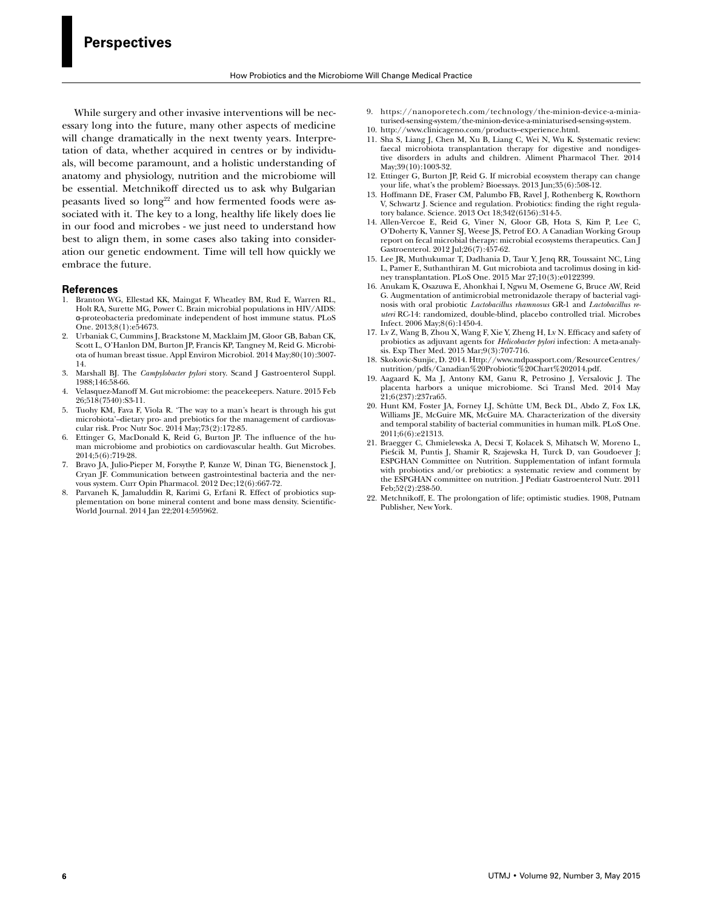While surgery and other invasive interventions will be necessary long into the future, many other aspects of medicine will change dramatically in the next twenty years. Interpretation of data, whether acquired in centres or by individuals, will become paramount, and a holistic understanding of anatomy and physiology, nutrition and the microbiome will be essential. Metchnikoff directed us to ask why Bulgarian peasants lived so long[22] and how fermented foods were associated with it. The key to a long, healthy life likely does lie in our food and microbes - we just need to understand how best to align them, in some cases also taking into consideration our genetic endowment. Time will tell how quickly we embrace the future.

## References

1. Branton WG, Ellestad KK, Maingat F, Wheatley BM, Rud E, Warren RL, Holt RA, Surette MG, Power C. Brain microbial populations in HIV/AIDS: α-proteobacteria predominate independent of host immune status. PLoS One. 2013;8(1):e54673.
2. Urbaniak C, Cummins J, Brackstone M, Macklaim JM, Gloor GB, Baban CK, Scott L, O'Hanlon DM, Burton JP, Francis KP, Tangney M, Reid G. Microbiota of human breast tissue. Appl Environ Microbiol. 2014 May;80(10):3007-14.
3. Marshall BJ. The *Campylobacter pylori* story. Scand J Gastroenterol Suppl. 1988;146:58-66.
4. Velasquez-Manoff M. Gut microbiome: the peacekeepers. Nature. 2015 Feb 26;518(7540):S3-11.
5. Tuohy KM, Fava F, Viola R. 'The way to a man's heart is through his gut microbiota'–dietary pro- and prebiotics for the management of cardiovascular risk. Proc Nutr Soc. 2014 May;73(2):172-85.
6. Ettinger G, MacDonald K, Reid G, Burton JP. The influence of the human microbiome and probiotics on cardiovascular health. Gut Microbes. 2014;5(6):719-28.
7. Bravo JA, Julio-Pieper M, Forsythe P, Kunze W, Dinan TG, Bienenstock J, Cryan JF. Communication between gastrointestinal bacteria and the nervous system. Curr Opin Pharmacol. 2012 Dec;12(6):667-72.
8. Parvaneh K, Jamaluddin R, Karimi G, Erfani R. Effect of probiotics supplementation on bone mineral content and bone mass density. Scientific-World Journal. 2014 Jan 22;2014:595962.
9. https://nanoporetech.com/technology/the-minion-device-a-miniaturised-sensing-system/the-minion-device-a-miniaturised-sensing-system.
10. http://www.clinicageno.com/products–experience.html.
11. Sha S, Liang J, Chen M, Xu B, Liang C, Wei N, Wu K. Systematic review: faecal microbiota transplantation therapy for digestive and nondigestive disorders in adults and children. Aliment Pharmacol Ther. 2014 May;39(10):1003-32.
12. Ettinger G, Burton JP, Reid G. If microbial ecosystem therapy can change your life, what's the problem? Bioessays. 2013 Jun;35(6):508-12.
13. Hoffmann DE, Fraser CM, Palumbo FB, Ravel J, Rothenberg K, Rowthorn V, Schwartz J. Science and regulation. Probiotics: finding the right regulatory balance. Science. 2013 Oct 18;342(6156):314-5.
14. Allen-Vercoe E, Reid G, Viner N, Gloor GB, Hota S, Kim P, Lee C, O'Doherty K, Vanner SJ, Weese JS, Petrof EO. A Canadian Working Group report on fecal microbial therapy: microbial ecosystems therapeutics. Can J Gastroenterol. 2012 Jul;26(7):457-62.
15. Lee JR, Muthukumar T, Dadhania D, Taur Y, Jenq RR, Toussaint NC, Ling L, Pamer E, Suthanthiran M. Gut microbiota and tacrolimus dosing in kidney transplantation. PLoS One. 2015 Mar 27;10(3):e0122399.
16. Anukam K, Osazuwa E, Ahonkhai I, Ngwu M, Osemene G, Bruce AW, Reid G. Augmentation of antimicrobial metronidazole therapy of bacterial vaginosis with oral probiotic *Lactobacillus rhamnosus* GR-1 and *Lactobacillus reuteri* RC-14: randomized, double-blind, placebo controlled trial. Microbes Infect. 2006 May;8(6):1450-4.
17. Lv Z, Wang B, Zhou X, Wang F, Xie Y, Zheng H, Lv N. Efficacy and safety of probiotics as adjuvant agents for *Helicobacter pylori* infection: A meta-analysis. Exp Ther Med. 2015 Mar;9(3):707-716.
18. Skokovic-Sunjic, D. 2014. Http://www.mdpassport.com/ResourceCentres/nutrition/pdfs/Canadian%20Probiotic%20Chart%202014.pdf.
19. Aagaard K, Ma J, Antony KM, Ganu R, Petrosino J, Versalovic J. The placenta harbors a unique microbiome. Sci Transl Med. 2014 May 21;6(237):237ra65.
20. Hunt KM, Foster JA, Forney LJ, Schütte UM, Beck DL, Abdo Z, Fox LK, Williams JE, McGuire MK, McGuire MA. Characterization of the diversity and temporal stability of bacterial communities in human milk. PLoS One. 2011;6(6):e21313.
21. Braegger C, Chmielewska A, Decsi T, Kolacek S, Mihatsch W, Moreno L, Pieścik M, Puntis J, Shamir R, Szajewska H, Turck D, van Goudoever J; ESPGHAN Committee on Nutrition. Supplementation of infant formula with probiotics and/or prebiotics: a systematic review and comment by the ESPGHAN committee on nutrition. J Pediatr Gastroenterol Nutr. 2011 Feb;52(2):238-50.
22. Metchnikoff, E. The prolongation of life; optimistic studies. 1908, Putnam Publisher, New York.